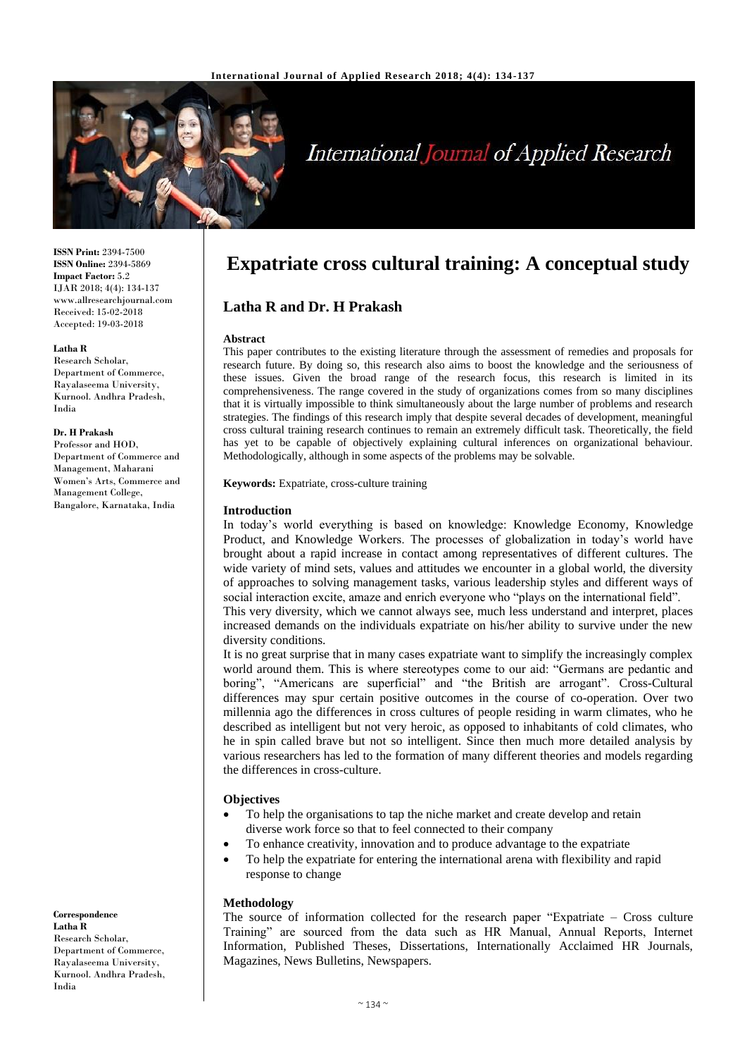**ISSN Print:** 2394-7500
**ISSN Online:** 2394-5869
**Impact Factor:** 5.2
IJAR 2018; 4(4): 134-137
www.allresearchjournal.com
Received: 15-02-2018
Accepted: 19-03-2018

**Latha R**
Research Scholar, Department of Commerce, Rayalaseema University, Kurnool. Andhra Pradesh, India

**Dr. H Prakash**
Professor and HOD, Department of Commerce and Management, Maharani Women's Arts, Commerce and Management College, Bangalore, Karnataka, India

**Correspondence**
**Latha R**
Research Scholar, Department of Commerce, Rayalaseema University, Kurnool. Andhra Pradesh, India

# Expatriate cross cultural training: A conceptual study

## Latha R and Dr. H Prakash

### Abstract

This paper contributes to the existing literature through the assessment of remedies and proposals for research future. By doing so, this research also aims to boost the knowledge and the seriousness of these issues. Given the broad range of the research focus, this research is limited in its comprehensiveness. The range covered in the study of organizations comes from so many disciplines that it is virtually impossible to think simultaneously about the large number of problems and research strategies. The findings of this research imply that despite several decades of development, meaningful cross cultural training research continues to remain an extremely difficult task. Theoretically, the field has yet to be capable of objectively explaining cultural inferences on organizational behaviour. Methodologically, although in some aspects of the problems may be solvable.

**Keywords:** Expatriate, cross-culture training

### Introduction

In today's world everything is based on knowledge: Knowledge Economy, Knowledge Product, and Knowledge Workers. The processes of globalization in today's world have brought about a rapid increase in contact among representatives of different cultures. The wide variety of mind sets, values and attitudes we encounter in a global world, the diversity of approaches to solving management tasks, various leadership styles and different ways of social interaction excite, amaze and enrich everyone who "plays on the international field".

This very diversity, which we cannot always see, much less understand and interpret, places increased demands on the individuals expatriate on his/her ability to survive under the new diversity conditions.

It is no great surprise that in many cases expatriate want to simplify the increasingly complex world around them. This is where stereotypes come to our aid: "Germans are pedantic and boring", "Americans are superficial" and "the British are arrogant". Cross-Cultural differences may spur certain positive outcomes in the course of co-operation. Over two millennia ago the differences in cross cultures of people residing in warm climates, who he described as intelligent but not very heroic, as opposed to inhabitants of cold climates, who he in spin called brave but not so intelligent. Since then much more detailed analysis by various researchers has led to the formation of many different theories and models regarding the differences in cross-culture.

### Objectives

- To help the organisations to tap the niche market and create develop and retain diverse work force so that to feel connected to their company
- To enhance creativity, innovation and to produce advantage to the expatriate
- To help the expatriate for entering the international arena with flexibility and rapid response to change

### Methodology

The source of information collected for the research paper "Expatriate – Cross culture Training" are sourced from the data such as HR Manual, Annual Reports, Internet Information, Published Theses, Dissertations, Internationally Acclaimed HR Journals, Magazines, News Bulletins, Newspapers.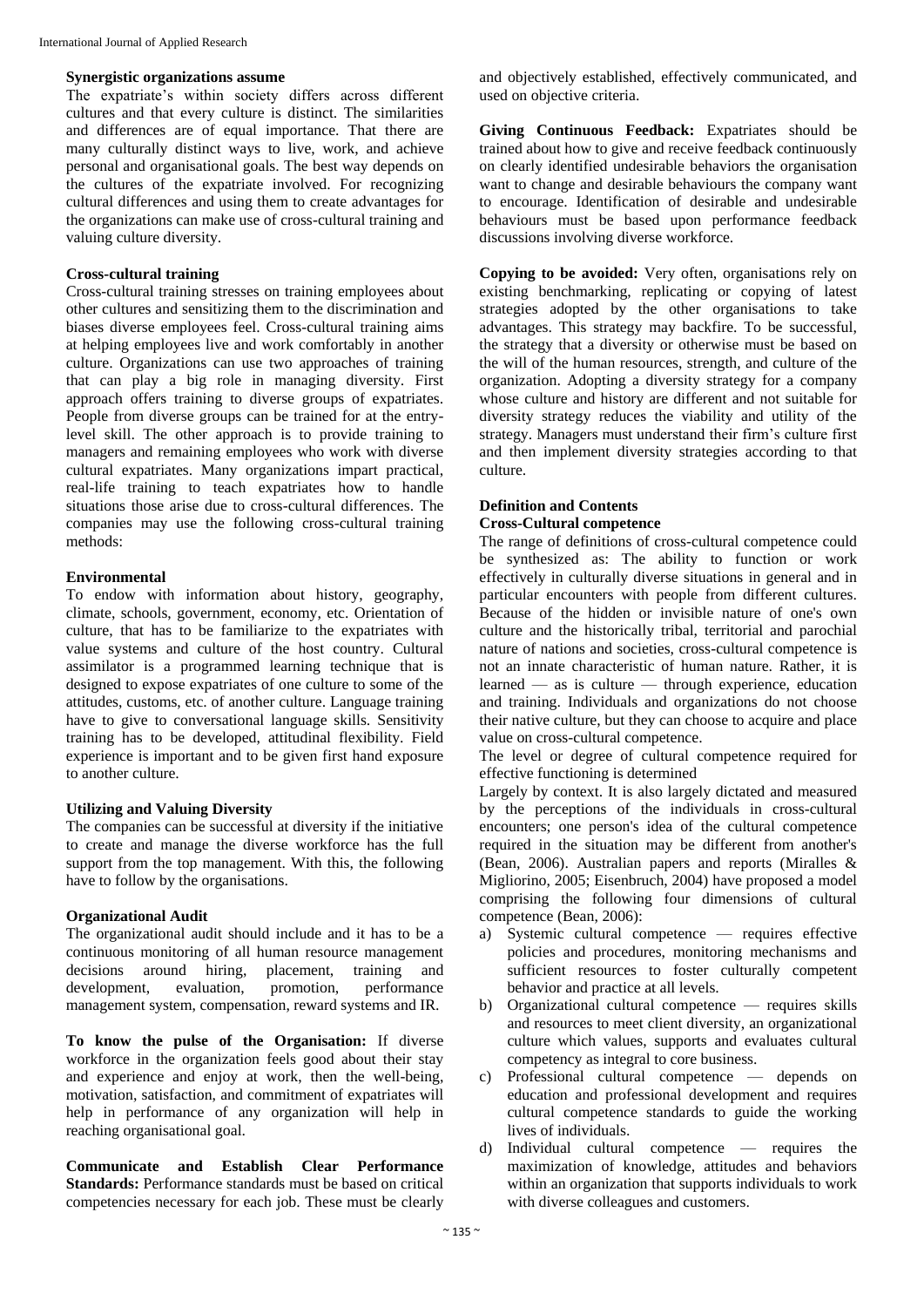**Synergistic organizations assume**

The expatriate's within society differs across different cultures and that every culture is distinct. The similarities and differences are of equal importance. That there are many culturally distinct ways to live, work, and achieve personal and organisational goals. The best way depends on the cultures of the expatriate involved. For recognizing cultural differences and using them to create advantages for the organizations can make use of cross-cultural training and valuing culture diversity.

**Cross-cultural training**

Cross-cultural training stresses on training employees about other cultures and sensitizing them to the discrimination and biases diverse employees feel. Cross-cultural training aims at helping employees live and work comfortably in another culture. Organizations can use two approaches of training that can play a big role in managing diversity. First approach offers training to diverse groups of expatriates. People from diverse groups can be trained for at the entry-level skill. The other approach is to provide training to managers and remaining employees who work with diverse cultural expatriates. Many organizations impart practical, real-life training to teach expatriates how to handle situations those arise due to cross-cultural differences. The companies may use the following cross-cultural training methods:

**Environmental**

To endow with information about history, geography, climate, schools, government, economy, etc. Orientation of culture, that has to be familiarize to the expatriates with value systems and culture of the host country. Cultural assimilator is a programmed learning technique that is designed to expose expatriates of one culture to some of the attitudes, customs, etc. of another culture. Language training have to give to conversational language skills. Sensitivity training has to be developed, attitudinal flexibility. Field experience is important and to be given first hand exposure to another culture.

**Utilizing and Valuing Diversity**

The companies can be successful at diversity if the initiative to create and manage the diverse workforce has the full support from the top management. With this, the following have to follow by the organisations.

**Organizational Audit**

The organizational audit should include and it has to be a continuous monitoring of all human resource management decisions around hiring, placement, training and development, evaluation, promotion, performance management system, compensation, reward systems and IR.

**To know the pulse of the Organisation:** If diverse workforce in the organization feels good about their stay and experience and enjoy at work, then the well-being, motivation, satisfaction, and commitment of expatriates will help in performance of any organization will help in reaching organisational goal.

**Communicate and Establish Clear Performance Standards:** Performance standards must be based on critical competencies necessary for each job. These must be clearly and objectively established, effectively communicated, and used on objective criteria.

**Giving Continuous Feedback:** Expatriates should be trained about how to give and receive feedback continuously on clearly identified undesirable behaviors the organisation want to change and desirable behaviours the company want to encourage. Identification of desirable and undesirable behaviours must be based upon performance feedback discussions involving diverse workforce.

**Copying to be avoided:** Very often, organisations rely on existing benchmarking, replicating or copying of latest strategies adopted by the other organisations to take advantages. This strategy may backfire. To be successful, the strategy that a diversity or otherwise must be based on the will of the human resources, strength, and culture of the organization. Adopting a diversity strategy for a company whose culture and history are different and not suitable for diversity strategy reduces the viability and utility of the strategy. Managers must understand their firm's culture first and then implement diversity strategies according to that culture.

**Definition and Contents**

**Cross-Cultural competence**

The range of definitions of cross-cultural competence could be synthesized as: The ability to function or work effectively in culturally diverse situations in general and in particular encounters with people from different cultures. Because of the hidden or invisible nature of one's own culture and the historically tribal, territorial and parochial nature of nations and societies, cross-cultural competence is not an innate characteristic of human nature. Rather, it is learned — as is culture — through experience, education and training. Individuals and organizations do not choose their native culture, but they can choose to acquire and place value on cross-cultural competence.

The level or degree of cultural competence required for effective functioning is determined

Largely by context. It is also largely dictated and measured by the perceptions of the individuals in cross-cultural encounters; one person's idea of the cultural competence required in the situation may be different from another's (Bean, 2006). Australian papers and reports (Miralles & Migliorino, 2005; Eisenbruch, 2004) have proposed a model comprising the following four dimensions of cultural competence (Bean, 2006):

a) Systemic cultural competence — requires effective policies and procedures, monitoring mechanisms and sufficient resources to foster culturally competent behavior and practice at all levels.
b) Organizational cultural competence — requires skills and resources to meet client diversity, an organizational culture which values, supports and evaluates cultural competency as integral to core business.
c) Professional cultural competence — depends on education and professional development and requires cultural competence standards to guide the working lives of individuals.
d) Individual cultural competence — requires the maximization of knowledge, attitudes and behaviors within an organization that supports individuals to work with diverse colleagues and customers.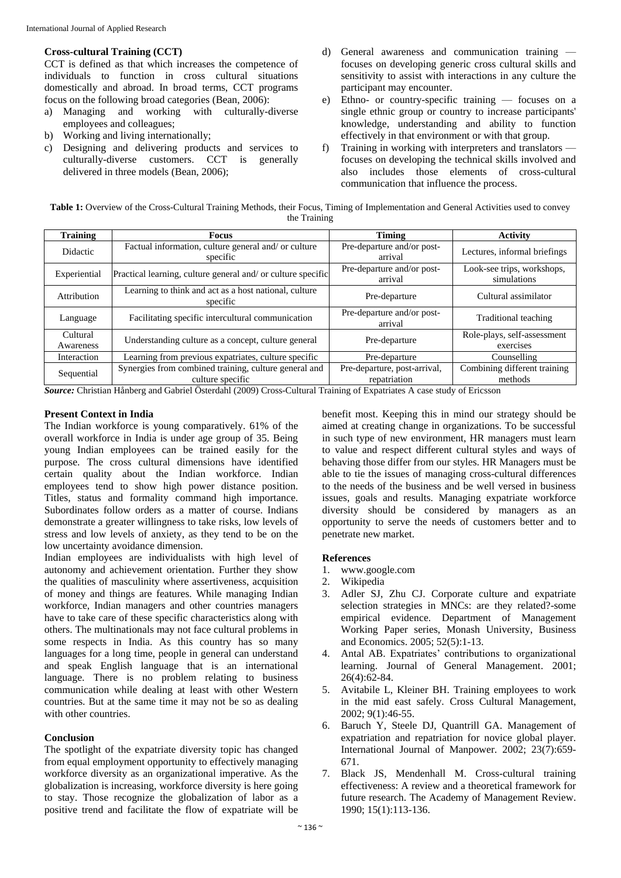### Cross-cultural Training (CCT)

CCT is defined as that which increases the competence of individuals to function in cross cultural situations domestically and abroad. In broad terms, CCT programs focus on the following broad categories (Bean, 2006):

a) Managing and working with culturally-diverse employees and colleagues;
b) Working and living internationally;
c) Designing and delivering products and services to culturally-diverse customers. CCT is generally delivered in three models (Bean, 2006);
d) General awareness and communication training — focuses on developing generic cross cultural skills and sensitivity to assist with interactions in any culture the participant may encounter.
e) Ethno- or country-specific training — focuses on a single ethnic group or country to increase participants' knowledge, understanding and ability to function effectively in that environment or with that group.
f) Training in working with interpreters and translators — focuses on developing the technical skills involved and also includes those elements of cross-cultural communication that influence the process.

**Table 1:** Overview of the Cross-Cultural Training Methods, their Focus, Timing of Implementation and General Activities used to convey the Training

| Training | Focus | Timing | Activity |
|---|---|---|---|
| Didactic | Factual information, culture general and/ or culture specific | Pre-departure and/or post-arrival | Lectures, informal briefings |
| Experiential | Practical learning, culture general and/ or culture specific | Pre-departure and/or post-arrival | Look-see trips, workshops, simulations |
| Attribution | Learning to think and act as a host national, culture specific | Pre-departure | Cultural assimilator |
| Language | Facilitating specific intercultural communication | Pre-departure and/or post-arrival | Traditional teaching |
| Cultural Awareness | Understanding culture as a concept, culture general | Pre-departure | Role-plays, self-assessment exercises |
| Interaction | Learning from previous expatriates, culture specific | Pre-departure | Counselling |
| Sequential | Synergies from combined training, culture general and culture specific | Pre-departure, post-arrival, repatriation | Combining different training methods |

***Source:*** Christian Hånberg and Gabriel Österdahl (2009) Cross-Cultural Training of Expatriates A case study of Ericsson

### Present Context in India

The Indian workforce is young comparatively. 61% of the overall workforce in India is under age group of 35. Being young Indian employees can be trained easily for the purpose. The cross cultural dimensions have identified certain quality about the Indian workforce. Indian employees tend to show high power distance position. Titles, status and formality command high importance. Subordinates follow orders as a matter of course. Indians demonstrate a greater willingness to take risks, low levels of stress and low levels of anxiety, as they tend to be on the low uncertainty avoidance dimension.

Indian employees are individualists with high level of autonomy and achievement orientation. Further they show the qualities of masculinity where assertiveness, acquisition of money and things are features. While managing Indian workforce, Indian managers and other countries managers have to take care of these specific characteristics along with others. The multinationals may not face cultural problems in some respects in India. As this country has so many languages for a long time, people in general can understand and speak English language that is an international language. There is no problem relating to business communication while dealing at least with other Western countries. But at the same time it may not be so as dealing with other countries.

### Conclusion

The spotlight of the expatriate diversity topic has changed from equal employment opportunity to effectively managing workforce diversity as an organizational imperative. As the globalization is increasing, workforce diversity is here going to stay. Those recognize the globalization of labor as a positive trend and facilitate the flow of expatriate will be benefit most. Keeping this in mind our strategy should be aimed at creating change in organizations. To be successful in such type of new environment, HR managers must learn to value and respect different cultural styles and ways of behaving those differ from our styles. HR Managers must be able to tie the issues of managing cross-cultural differences to the needs of the business and be well versed in business issues, goals and results. Managing expatriate workforce diversity should be considered by managers as an opportunity to serve the needs of customers better and to penetrate new market.

### References

1. www.google.com
2. Wikipedia
3. Adler SJ, Zhu CJ. Corporate culture and expatriate selection strategies in MNCs: are they related?-some empirical evidence. Department of Management Working Paper series, Monash University, Business and Economics. 2005; 52(5):1-13.
4. Antal AB. Expatriates' contributions to organizational learning. Journal of General Management. 2001; 26(4):62-84.
5. Avitabile L, Kleiner BH. Training employees to work in the mid east safely. Cross Cultural Management, 2002; 9(1):46-55.
6. Baruch Y, Steele DJ, Quantrill GA. Management of expatriation and repatriation for novice global player. International Journal of Manpower. 2002; 23(7):659-671.
7. Black JS, Mendenhall M. Cross-cultural training effectiveness: A review and a theoretical framework for future research. The Academy of Management Review. 1990; 15(1):113-136.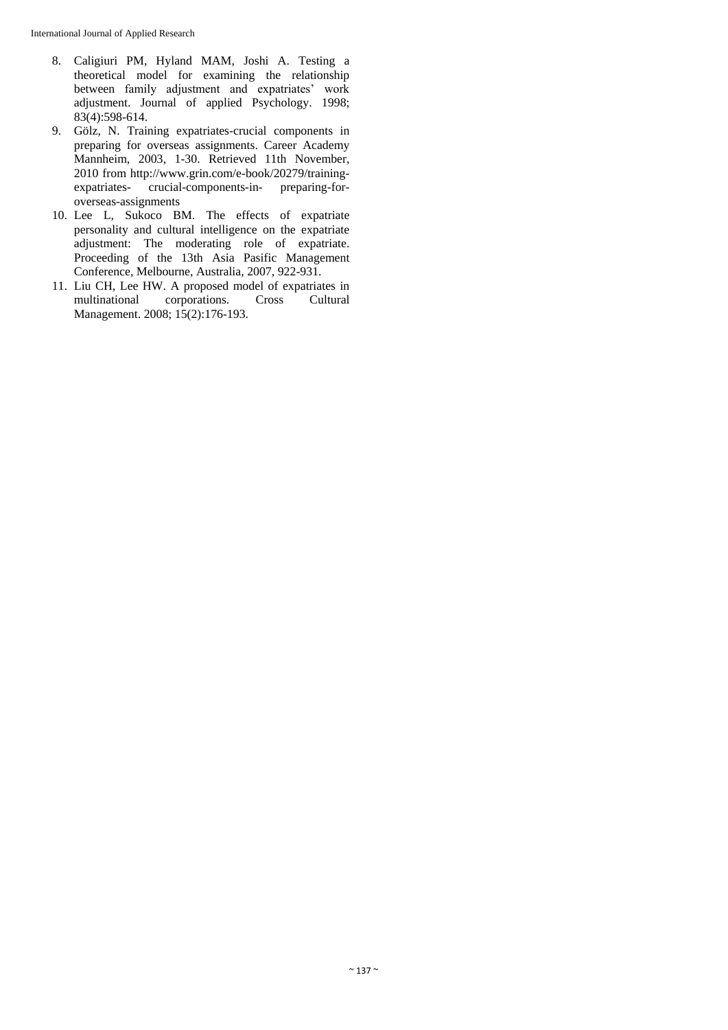8. Caligiuri PM, Hyland MAM, Joshi A. Testing a theoretical model for examining the relationship between family adjustment and expatriates' work adjustment. Journal of applied Psychology. 1998; 83(4):598-614.
9. Gölz, N. Training expatriates-crucial components in preparing for overseas assignments. Career Academy Mannheim, 2003, 1-30. Retrieved 11th November, 2010 from http://www.grin.com/e-book/20279/training-expatriates- crucial-components-in- preparing-for-overseas-assignments
10. Lee L, Sukoco BM. The effects of expatriate personality and cultural intelligence on the expatriate adjustment: The moderating role of expatriate. Proceeding of the 13th Asia Pasific Management Conference, Melbourne, Australia, 2007, 922-931.
11. Liu CH, Lee HW. A proposed model of expatriates in multinational corporations. Cross Cultural Management. 2008; 15(2):176-193.